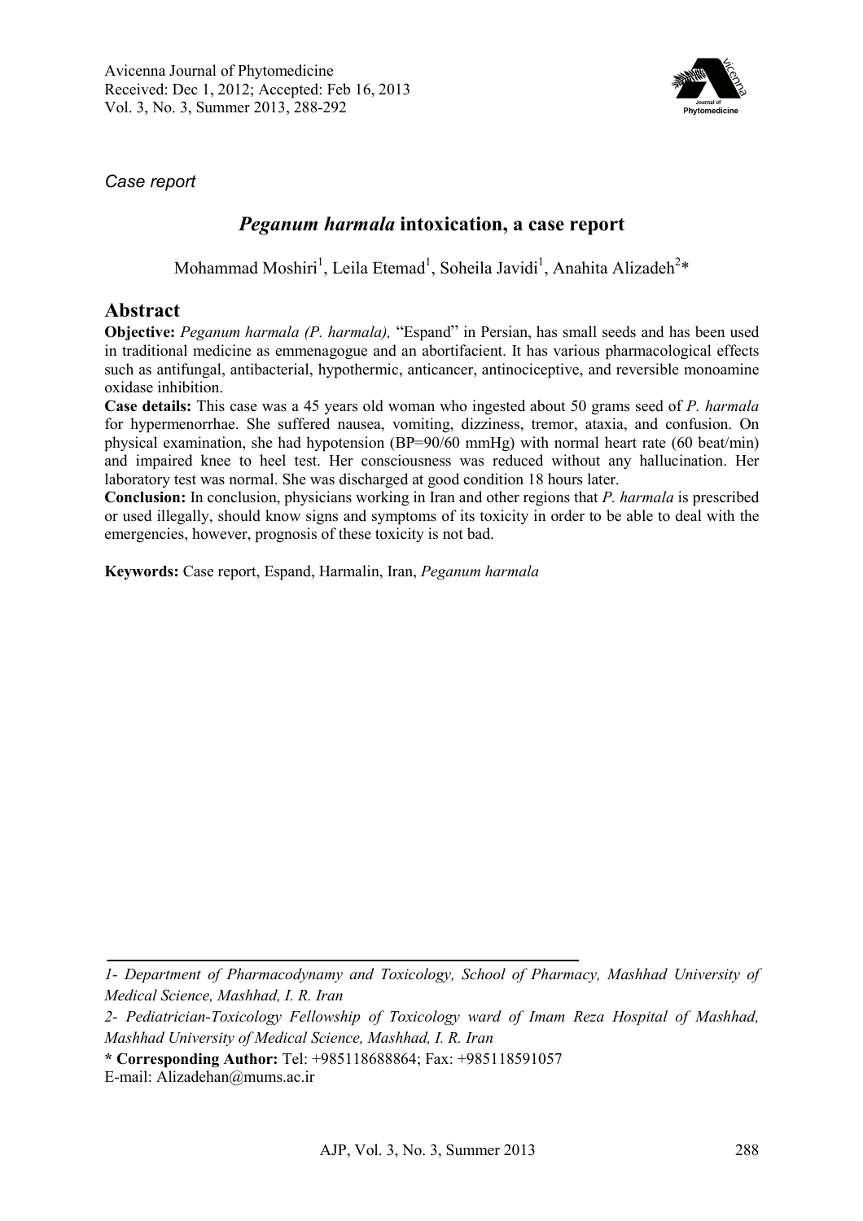*Case report*

# *Peganum harmala* intoxication, a case report

Mohammad Moshiri[1], Leila Etemad[1], Soheila Javidi[1], Anahita Alizadeh[2]*

## Abstract

**Objective:** *Peganum harmala (P. harmala),* "Espand" in Persian, has small seeds and has been used in traditional medicine as emmenagogue and an abortifacient. It has various pharmacological effects such as antifungal, antibacterial, hypothermic, anticancer, antinociceptive, and reversible monoamine oxidase inhibition.

**Case details:** This case was a 45 years old woman who ingested about 50 grams seed of *P. harmala* for hypermenorrhae. She suffered nausea, vomiting, dizziness, tremor, ataxia, and confusion. On physical examination, she had hypotension (BP=90/60 mmHg) with normal heart rate (60 beat/min) and impaired knee to heel test. Her consciousness was reduced without any hallucination. Her laboratory test was normal. She was discharged at good condition 18 hours later.

**Conclusion:** In conclusion, physicians working in Iran and other regions that *P. harmala* is prescribed or used illegally, should know signs and symptoms of its toxicity in order to be able to deal with the emergencies, however, prognosis of these toxicity is not bad.

**Keywords:** Case report, Espand, Harmalin, Iran, *Peganum harmala*

---

*1- Department of Pharmacodynamy and Toxicology, School of Pharmacy, Mashhad University of Medical Science, Mashhad, I. R. Iran*

*2- Pediatrician-Toxicology Fellowship of Toxicology ward of Imam Reza Hospital of Mashhad, Mashhad University of Medical Science, Mashhad, I. R. Iran*

**\* Corresponding Author:** Tel: +985118688864; Fax: +985118591057
E-mail: Alizadehan@mums.ac.ir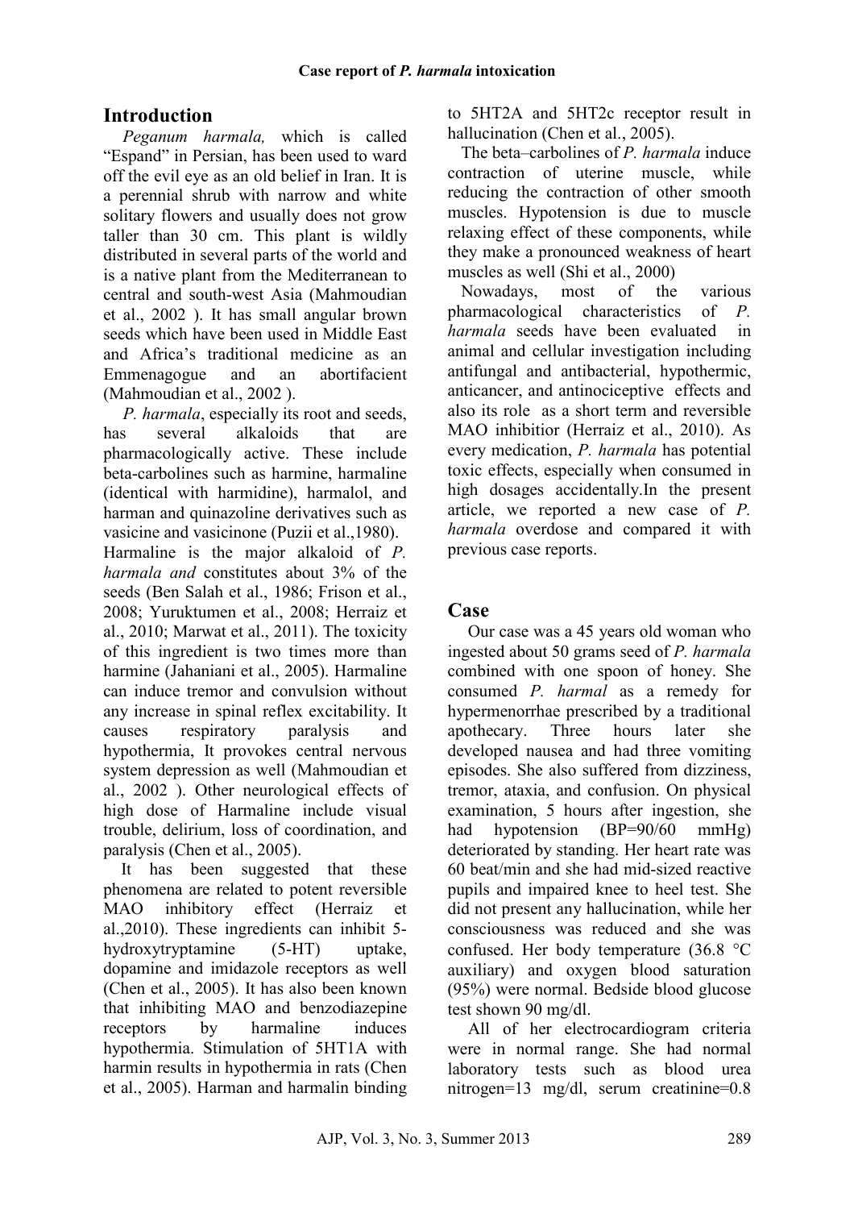## Introduction

*Peganum harmala,* which is called "Espand" in Persian, has been used to ward off the evil eye as an old belief in Iran. It is a perennial shrub with narrow and white solitary flowers and usually does not grow taller than 30 cm. This plant is wildly distributed in several parts of the world and is a native plant from the Mediterranean to central and south-west Asia (Mahmoudian et al., 2002 ). It has small angular brown seeds which have been used in Middle East and Africa's traditional medicine as an Emmenagogue and an abortifacient (Mahmoudian et al., 2002 ).

*P. harmala*, especially its root and seeds, has several alkaloids that are pharmacologically active. These include beta-carbolines such as harmine, harmaline (identical with harmidine), harmalol, and harman and quinazoline derivatives such as vasicine and vasicinone (Puzii et al.,1980). Harmaline is the major alkaloid of *P. harmala and* constitutes about 3% of the seeds (Ben Salah et al., 1986; Frison et al., 2008; Yuruktumen et al., 2008; Herraiz et al., 2010; Marwat et al., 2011). The toxicity of this ingredient is two times more than harmine (Jahaniani et al., 2005). Harmaline can induce tremor and convulsion without any increase in spinal reflex excitability. It causes respiratory paralysis and hypothermia, It provokes central nervous system depression as well (Mahmoudian et al., 2002 ). Other neurological effects of high dose of Harmaline include visual trouble, delirium, loss of coordination, and paralysis (Chen et al., 2005).

It has been suggested that these phenomena are related to potent reversible MAO inhibitory effect (Herraiz et al.,2010). These ingredients can inhibit 5-hydroxytryptamine (5-HT) uptake, dopamine and imidazole receptors as well (Chen et al., 2005). It has also been known that inhibiting MAO and benzodiazepine receptors by harmaline induces hypothermia. Stimulation of 5HT1A with harmin results in hypothermia in rats (Chen et al., 2005). Harman and harmalin binding to 5HT2A and 5HT2c receptor result in hallucination (Chen et al., 2005).

The beta–carbolines of *P. harmala* induce contraction of uterine muscle, while reducing the contraction of other smooth muscles. Hypotension is due to muscle relaxing effect of these components, while they make a pronounced weakness of heart muscles as well (Shi et al., 2000)

Nowadays, most of the various pharmacological characteristics of *P. harmala* seeds have been evaluated in animal and cellular investigation including antifungal and antibacterial, hypothermic, anticancer, and antinociceptive effects and also its role as a short term and reversible MAO inhibitior (Herraiz et al., 2010). As every medication, *P. harmala* has potential toxic effects, especially when consumed in high dosages accidentally.In the present article, we reported a new case of *P. harmala* overdose and compared it with previous case reports.

## Case

Our case was a 45 years old woman who ingested about 50 grams seed of *P. harmala* combined with one spoon of honey. She consumed *P. harmal* as a remedy for hypermenorrhae prescribed by a traditional apothecary. Three hours later she developed nausea and had three vomiting episodes. She also suffered from dizziness, tremor, ataxia, and confusion. On physical examination, 5 hours after ingestion, she had hypotension (BP=90/60 mmHg) deteriorated by standing. Her heart rate was 60 beat/min and she had mid-sized reactive pupils and impaired knee to heel test. She did not present any hallucination, while her consciousness was reduced and she was confused. Her body temperature (36.8 °C auxiliary) and oxygen blood saturation (95%) were normal. Bedside blood glucose test shown 90 mg/dl.

All of her electrocardiogram criteria were in normal range. She had normal laboratory tests such as blood urea nitrogen=13 mg/dl, serum creatinine=0.8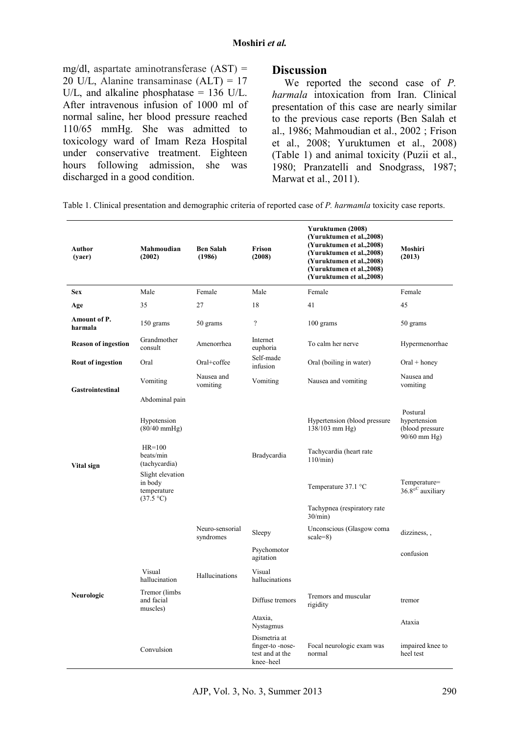mg/dl, aspartate aminotransferase (AST) = 20 U/L, Alanine transaminase (ALT) = 17 U/L, and alkaline phosphatase = 136 U/L. After intravenous infusion of 1000 ml of normal saline, her blood pressure reached 110/65 mmHg. She was admitted to toxicology ward of Imam Reza Hospital under conservative treatment. Eighteen hours following admission, she was discharged in a good condition.

## Discussion

We reported the second case of *P. harmala* intoxication from Iran. Clinical presentation of this case are nearly similar to the previous case reports (Ben Salah et al., 1986; Mahmoudian et al., 2002 ; Frison et al., 2008; Yuruktumen et al., 2008) (Table 1) and animal toxicity (Puzii et al., 1980; Pranzatelli and Snodgrass, 1987; Marwat et al., 2011).

Table 1. Clinical presentation and demographic criteria of reported case of *P. harmamla* toxicity case reports.

| Author (yaer) | Mahmoudian (2002) | Ben Salah (1986) | Frison (2008) | Yuruktumen (2008) (Yuruktumen et al.,2008) (Yuruktumen et al.,2008) (Yuruktumen et al.,2008) (Yuruktumen et al.,2008) (Yuruktumen et al.,2008) (Yuruktumen et al.,2008) | Moshiri (2013) |
|---|---|---|---|---|---|
| **Sex** | Male | Female | Male | Female | Female |
| **Age** | 35 | 27 | 18 | 41 | 45 |
| **Amount of P. harmala** | 150 grams | 50 grams | ? | 100 grams | 50 grams |
| **Reason of ingestion** | Grandmother consult | Amenorrhea | Internet euphoria | To calm her nerve | Hypermenorrhae |
| **Rout of ingestion** | Oral | Oral+coffee | Self-made infusion | Oral (boiling in water) | Oral + honey |
| **Gastrointestinal** | Vomiting | Nausea and vomiting | Vomiting | Nausea and vomiting | Nausea and vomiting |
| | Abdominal pain | | | | |
| **Vital sign** | Hypotension (80/40 mmHg) | | | Hypertension (blood pressure 138/103 mm Hg) | Postural hypertension (blood pressure 90/60 mm Hg) |
| | HR=100 beats/min (tachycardia) | | Bradycardia | Tachycardia (heart rate 110/min) | |
| | Slight elevation in body temperature (37.5 °C) | | | Temperature 37.1 °C | Temperature= 36.8°C auxiliary |
| | | | | Tachypnea (respiratory rate 30/min) | |
| **Neurologic** | | Neuro-sensorial syndromes | Sleepy | Unconscious (Glasgow coma scale=8) | dizziness, , |
| | | | Psychomotor agitation | | confusion |
| | Visual hallucination | Hallucinations | Visual hallucinations | | |
| | Tremor (limbs and facial muscles) | | Diffuse tremors | Tremors and muscular rigidity | tremor |
| | | | Ataxia, Nystagmus | | Ataxia |
| | Convulsion | | Dismetria at finger-to -nose-test and at the knee–heel | Focal neurologic exam was normal | impaired knee to heel test |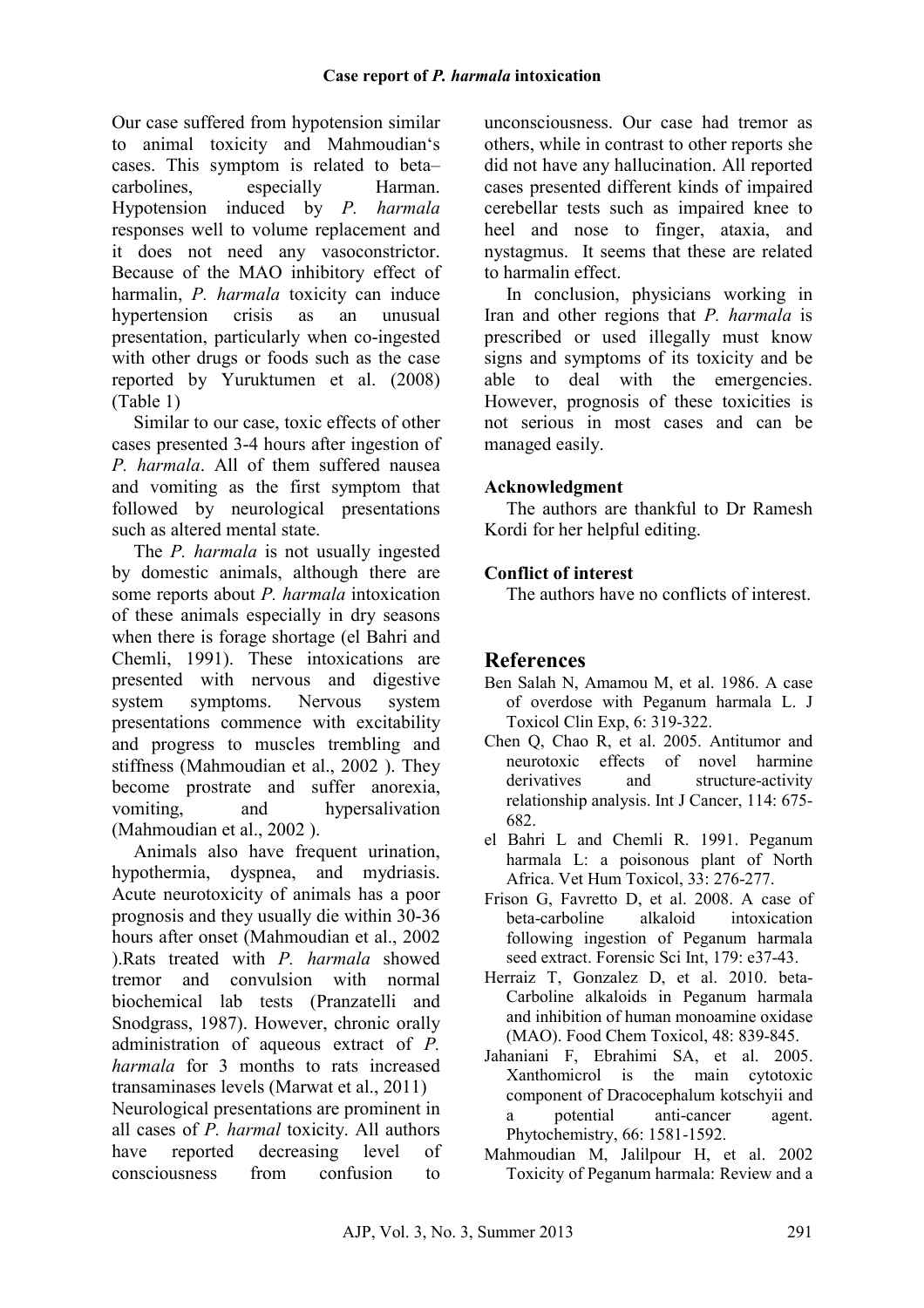Our case suffered from hypotension similar to animal toxicity and Mahmoudian's cases. This symptom is related to beta–carbolines, especially Harman. Hypotension induced by *P. harmala* responses well to volume replacement and it does not need any vasoconstrictor. Because of the MAO inhibitory effect of harmalin, *P. harmala* toxicity can induce hypertension crisis as an unusual presentation, particularly when co-ingested with other drugs or foods such as the case reported by Yuruktumen et al. (2008) (Table 1)

Similar to our case, toxic effects of other cases presented 3-4 hours after ingestion of *P. harmala*. All of them suffered nausea and vomiting as the first symptom that followed by neurological presentations such as altered mental state.

The *P. harmala* is not usually ingested by domestic animals, although there are some reports about *P. harmala* intoxication of these animals especially in dry seasons when there is forage shortage (el Bahri and Chemli, 1991). These intoxications are presented with nervous and digestive system symptoms. Nervous system presentations commence with excitability and progress to muscles trembling and stiffness (Mahmoudian et al., 2002 ). They become prostrate and suffer anorexia, vomiting, and hypersalivation (Mahmoudian et al., 2002 ).

Animals also have frequent urination, hypothermia, dyspnea, and mydriasis. Acute neurotoxicity of animals has a poor prognosis and they usually die within 30-36 hours after onset (Mahmoudian et al., 2002 ).Rats treated with *P. harmala* showed tremor and convulsion with normal biochemical lab tests (Pranzatelli and Snodgrass, 1987). However, chronic orally administration of aqueous extract of *P. harmala* for 3 months to rats increased transaminases levels (Marwat et al., 2011)
Neurological presentations are prominent in all cases of *P. harmal* toxicity. All authors have reported decreasing level of consciousness from confusion to unconsciousness. Our case had tremor as others, while in contrast to other reports she did not have any hallucination. All reported cases presented different kinds of impaired cerebellar tests such as impaired knee to heel and nose to finger, ataxia, and nystagmus. It seems that these are related to harmalin effect.

In conclusion, physicians working in Iran and other regions that *P. harmala* is prescribed or used illegally must know signs and symptoms of its toxicity and be able to deal with the emergencies. However, prognosis of these toxicities is not serious in most cases and can be managed easily.

### Acknowledgment

The authors are thankful to Dr Ramesh Kordi for her helpful editing.

### Conflict of interest

The authors have no conflicts of interest.

## References

Ben Salah N, Amamou M, et al. 1986. A case of overdose with Peganum harmala L. J Toxicol Clin Exp, 6: 319-322.

Chen Q, Chao R, et al. 2005. Antitumor and neurotoxic effects of novel harmine derivatives and structure-activity relationship analysis. Int J Cancer, 114: 675-682.

el Bahri L and Chemli R. 1991. Peganum harmala L: a poisonous plant of North Africa. Vet Hum Toxicol, 33: 276-277.

Frison G, Favretto D, et al. 2008. A case of beta-carboline alkaloid intoxication following ingestion of Peganum harmala seed extract. Forensic Sci Int, 179: e37-43.

Herraiz T, Gonzalez D, et al. 2010. beta-Carboline alkaloids in Peganum harmala and inhibition of human monoamine oxidase (MAO). Food Chem Toxicol, 48: 839-845.

Jahaniani F, Ebrahimi SA, et al. 2005. Xanthomicrol is the main cytotoxic component of Dracocephalum kotschyii and a potential anti-cancer agent. Phytochemistry, 66: 1581-1592.

Mahmoudian M, Jalilpour H, et al. 2002 Toxicity of Peganum harmala: Review and a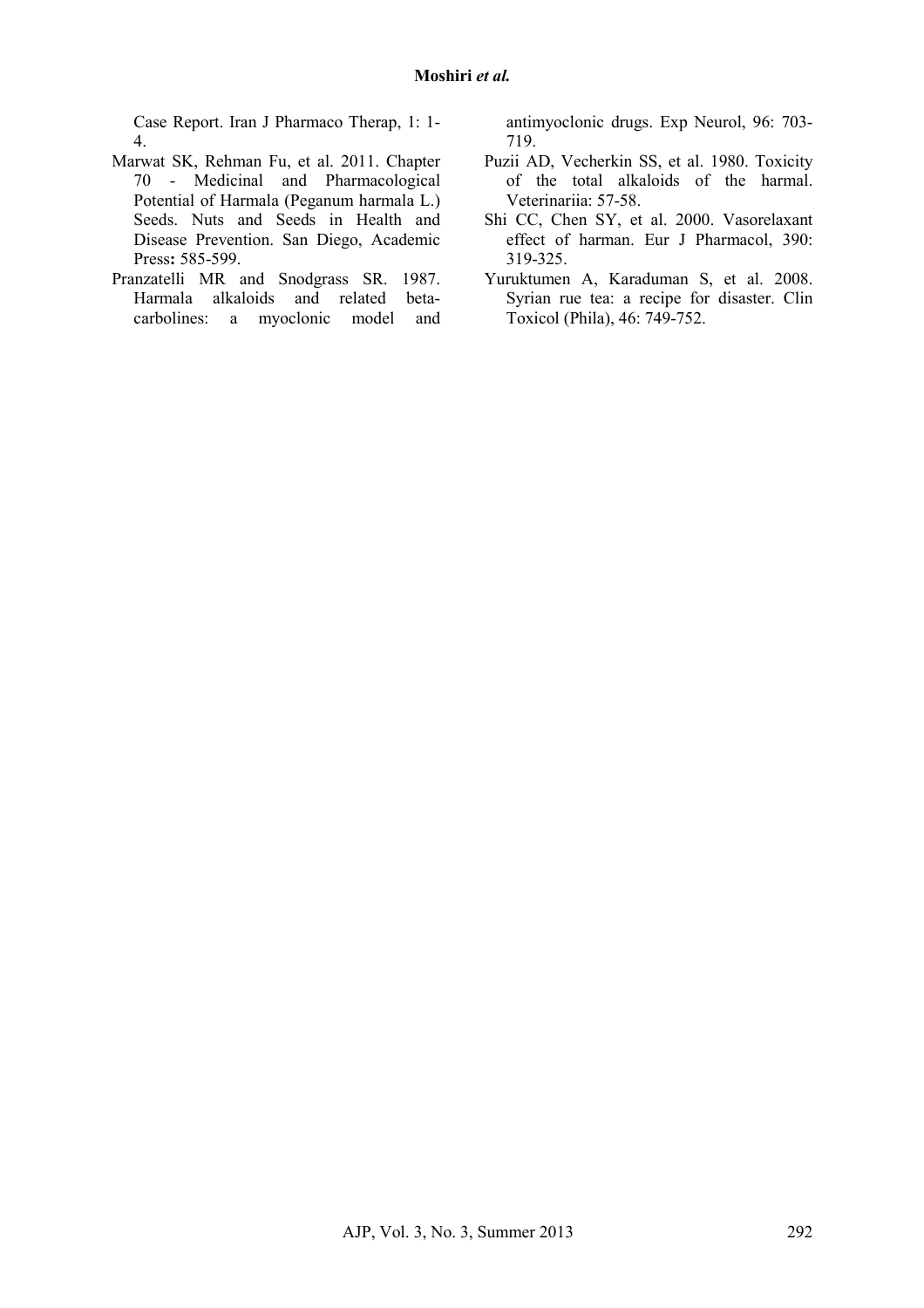Case Report. Iran J Pharmaco Therap, 1: 1-4.

Marwat SK, Rehman Fu, et al. 2011. Chapter 70 - Medicinal and Pharmacological Potential of Harmala (Peganum harmala L.) Seeds. Nuts and Seeds in Health and Disease Prevention. San Diego, Academic Press**:** 585-599.

Pranzatelli MR and Snodgrass SR. 1987. Harmala alkaloids and related beta-carbolines: a myoclonic model and antimyoclonic drugs. Exp Neurol, 96: 703-719.

Puzii AD, Vecherkin SS, et al. 1980. Toxicity of the total alkaloids of the harmal. Veterinariia: 57-58.

Shi CC, Chen SY, et al. 2000. Vasorelaxant effect of harman. Eur J Pharmacol, 390: 319-325.

Yuruktumen A, Karaduman S, et al. 2008. Syrian rue tea: a recipe for disaster. Clin Toxicol (Phila), 46: 749-752.